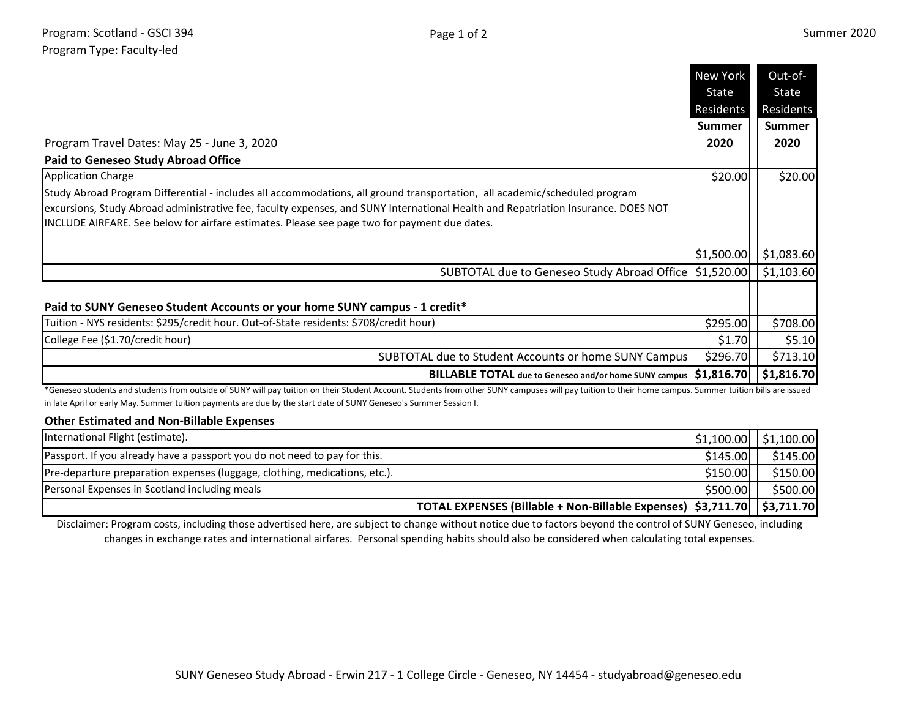Program: Scotland - GSCI 394
Program Type: Faculty-led

Summer 2020

| | New York State Residents Summer 2020 | Out-of-State Residents Summer 2020 |
|---|---|---|
| Program Travel Dates: May 25 - June 3, 2020 | | |
| **Paid to Geneseo Study Abroad Office** | | |
| Application Charge | $20.00 | $20.00 |
| Study Abroad Program Differential - includes all accommodations, all ground transportation, all academic/scheduled program excursions, Study Abroad administrative fee, faculty expenses, and SUNY International Health and Repatriation Insurance. DOES NOT INCLUDE AIRFARE. See below for airfare estimates. Please see page two for payment due dates. | $1,500.00 | $1,083.60 |
| SUBTOTAL due to Geneseo Study Abroad Office | $1,520.00 | $1,103.60 |
| **Paid to SUNY Geneseo Student Accounts or your home SUNY campus - 1 credit*** | | |
| Tuition - NYS residents: $295/credit hour. Out-of-State residents: $708/credit hour) | $295.00 | $708.00 |
| College Fee ($1.70/credit hour) | $1.70 | $5.10 |
| SUBTOTAL due to Student Accounts or home SUNY Campus | $296.70 | $713.10 |
| **BILLABLE TOTAL due to Geneseo and/or home SUNY campus** | **$1,816.70** | **$1,816.70** |

*Geneseo students and students from outside of SUNY will pay tuition on their Student Account. Students from other SUNY campuses will pay tuition to their home campus. Summer tuition bills are issued in late April or early May. Summer tuition payments are due by the start date of SUNY Geneseo's Summer Session I.

| **Other Estimated and Non-Billable Expenses** | | |
|---|---|---|
| International Flight (estimate). | $1,100.00 | $1,100.00 |
| Passport. If you already have a passport you do not need to pay for this. | $145.00 | $145.00 |
| Pre-departure preparation expenses (luggage, clothing, medications, etc.). | $150.00 | $150.00 |
| Personal Expenses in Scotland including meals | $500.00 | $500.00 |
| **TOTAL EXPENSES (Billable + Non-Billable Expenses)** | **$3,711.70** | **$3,711.70** |

Disclaimer: Program costs, including those advertised here, are subject to change without notice due to factors beyond the control of SUNY Geneseo, including changes in exchange rates and international airfares. Personal spending habits should also be considered when calculating total expenses.

SUNY Geneseo Study Abroad - Erwin 217 - 1 College Circle - Geneseo, NY 14454 - studyabroad@geneseo.edu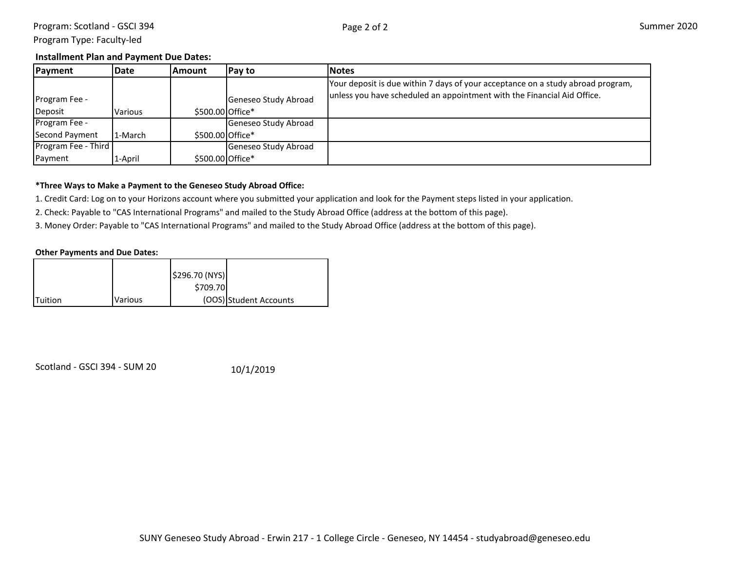Program: Scotland - GSCI 394
Program Type: Faculty-led

Summer 2020

**Installment Plan and Payment Due Dates:**

| Payment | Date | Amount | Pay to | Notes |
|---|---|---|---|---|
| Program Fee - Deposit | Various | $500.00 | Geneseo Study Abroad Office* | Your deposit is due within 7 days of your acceptance on a study abroad program, unless you have scheduled an appointment with the Financial Aid Office. |
| Program Fee - Second Payment | 1-March | $500.00 | Geneseo Study Abroad Office* | |
| Program Fee - Third Payment | 1-April | $500.00 | Geneseo Study Abroad Office* | |

***Three Ways to Make a Payment to the Geneseo Study Abroad Office:**

1. Credit Card: Log on to your Horizons account where you submitted your application and look for the Payment steps listed in your application.
2. Check: Payable to "CAS International Programs" and mailed to the Study Abroad Office (address at the bottom of this page).
3. Money Order: Payable to "CAS International Programs" and mailed to the Study Abroad Office (address at the bottom of this page).

**Other Payments and Due Dates:**

| | | | |
|---|---|---|---|
| Tuition | Various | $296.70 (NYS) $709.70 (OOS) | Student Accounts |

Scotland - GSCI 394 - SUM 20 10/1/2019

SUNY Geneseo Study Abroad - Erwin 217 - 1 College Circle - Geneseo, NY 14454 - studyabroad@geneseo.edu